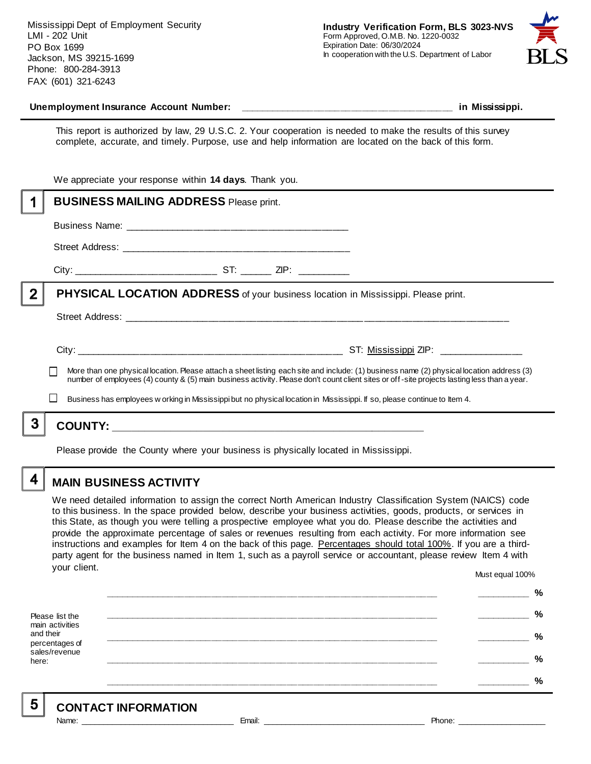Mississippi Dept of Employment Security
LMI - 202 Unit
PO Box 1699
Jackson, MS 39215-1699
Phone: 800-284-3913
FAX: (601) 321-6243

**Industry Verification Form, BLS 3023-NVS**
Form Approved, O.M.B. No. 1220-0032
Expiration Date: 06/30/2024
In cooperation with the U.S. Department of Labor

BLS

**Unemployment Insurance Account Number:** ______________________________________ **in Mississippi.**

This report is authorized by law, 29 U.S.C. 2. Your cooperation is needed to make the results of this survey complete, accurate, and timely. Purpose, use and help information are located on the back of this form.

We appreciate your response within **14 days**. Thank you.

## 1 BUSINESS MAILING ADDRESS Please print.

Business Name: ________________________________________

Street Address: ________________________________________

City: __________________________ ST: ______ ZIP: _________

## 2 PHYSICAL LOCATION ADDRESS of your business location in Mississippi. Please print.

Street Address: ______________________________________________________________________

City: ________________________________________________ ST: Mississippi ZIP: _______________

☐ More than one physical location. Please attach a sheet listing each site and include: (1) business name (2) physical location address (3) number of employees (4) county & (5) main business activity. Please don't count client sites or off-site projects lasting less than a year.

☐ Business has employees working in Mississippi but no physical location in Mississippi. If so, please continue to Item 4.

## 3 COUNTY: ________________________________________________________

Please provide the County where your business is physically located in Mississippi.

## 4 MAIN BUSINESS ACTIVITY

We need detailed information to assign the correct North American Industry Classification System (NAICS) code to this business. In the space provided below, describe your business activities, goods, products, or services in this State, as though you were telling a prospective employee what you do. Please describe the activities and provide the approximate percentage of sales or revenues resulting from each activity. For more information see instructions and examples for Item 4 on the back of this page. Percentages should total 100%. If you are a third-party agent for the business named in Item 1, such as a payroll service or accountant, please review Item 4 with your client.

Must equal 100%

Please list the main activities and their percentages of sales/revenue here:

_____________________________________________________________ __________ %

_____________________________________________________________ __________ %

_____________________________________________________________ __________ %

_____________________________________________________________ __________ %

_____________________________________________________________ __________ %

## 5 CONTACT INFORMATION

Name: ______________________________ Email: ________________________________ Phone: __________________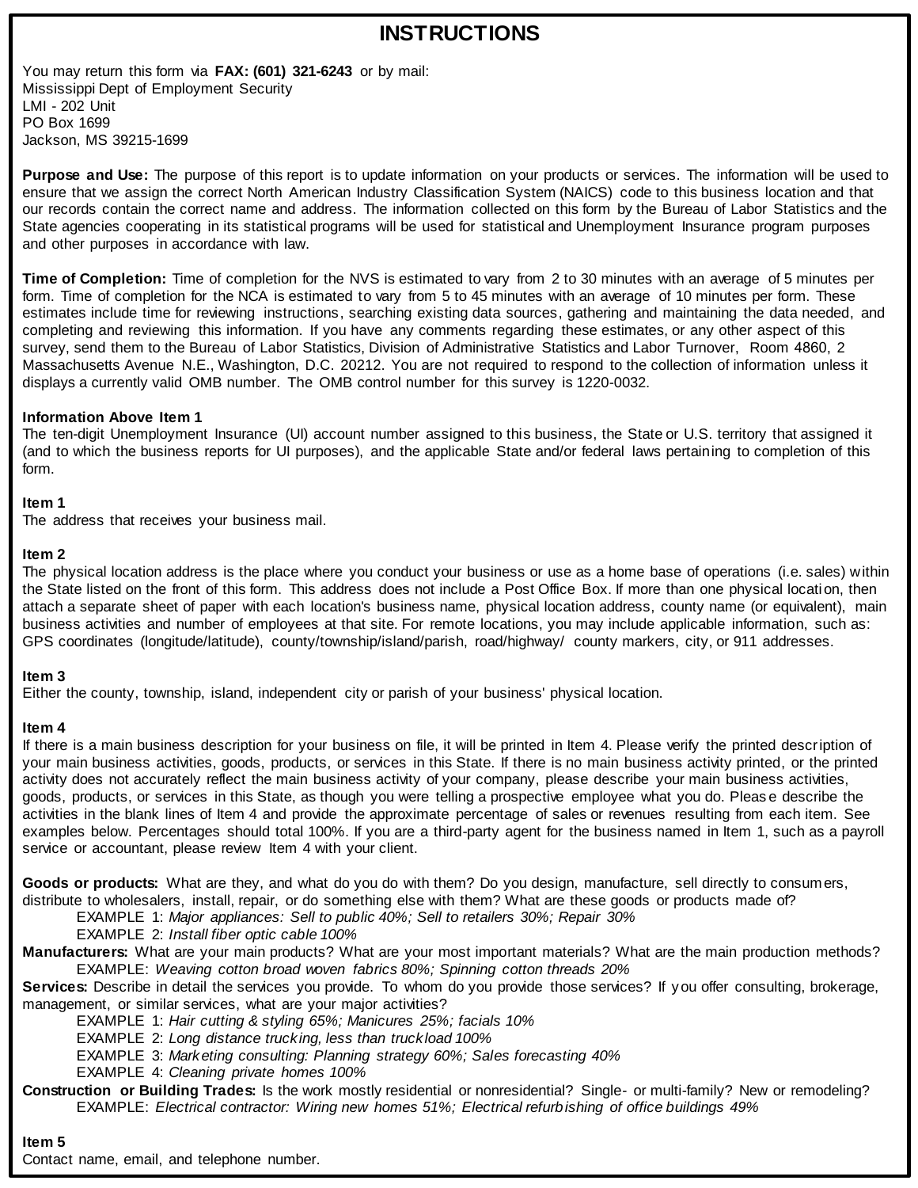# INSTRUCTIONS

You may return this form via **FAX: (601) 321-6243** or by mail:
Mississippi Dept of Employment Security
LMI - 202 Unit
PO Box 1699
Jackson, MS 39215-1699

**Purpose and Use:** The purpose of this report is to update information on your products or services. The information will be used to ensure that we assign the correct North American Industry Classification System (NAICS) code to this business location and that our records contain the correct name and address. The information collected on this form by the Bureau of Labor Statistics and the State agencies cooperating in its statistical programs will be used for statistical and Unemployment Insurance program purposes and other purposes in accordance with law.

**Time of Completion:** Time of completion for the NVS is estimated to vary from 2 to 30 minutes with an average of 5 minutes per form. Time of completion for the NCA is estimated to vary from 5 to 45 minutes with an average of 10 minutes per form. These estimates include time for reviewing instructions, searching existing data sources, gathering and maintaining the data needed, and completing and reviewing this information. If you have any comments regarding these estimates, or any other aspect of this survey, send them to the Bureau of Labor Statistics, Division of Administrative Statistics and Labor Turnover, Room 4860, 2 Massachusetts Avenue N.E., Washington, D.C. 20212. You are not required to respond to the collection of information unless it displays a currently valid OMB number. The OMB control number for this survey is 1220-0032.

**Information Above Item 1**
The ten-digit Unemployment Insurance (UI) account number assigned to this business, the State or U.S. territory that assigned it (and to which the business reports for UI purposes), and the applicable State and/or federal laws pertaining to completion of this form.

**Item 1**
The address that receives your business mail.

**Item 2**
The physical location address is the place where you conduct your business or use as a home base of operations (i.e. sales) within the State listed on the front of this form. This address does not include a Post Office Box. If more than one physical location, then attach a separate sheet of paper with each location's business name, physical location address, county name (or equivalent), main business activities and number of employees at that site. For remote locations, you may include applicable information, such as: GPS coordinates (longitude/latitude), county/township/island/parish, road/highway/ county markers, city, or 911 addresses.

**Item 3**
Either the county, township, island, independent city or parish of your business' physical location.

**Item 4**
If there is a main business description for your business on file, it will be printed in Item 4. Please verify the printed description of your main business activities, goods, products, or services in this State. If there is no main business activity printed, or the printed activity does not accurately reflect the main business activity of your company, please describe your main business activities, goods, products, or services in this State, as though you were telling a prospective employee what you do. Please describe the activities in the blank lines of Item 4 and provide the approximate percentage of sales or revenues resulting from each item. See examples below. Percentages should total 100%. If you are a third-party agent for the business named in Item 1, such as a payroll service or accountant, please review Item 4 with your client.

**Goods or products:** What are they, and what do you do with them? Do you design, manufacture, sell directly to consumers, distribute to wholesalers, install, repair, or do something else with them? What are these goods or products made of?

EXAMPLE 1: *Major appliances: Sell to public 40%; Sell to retailers 30%; Repair 30%*
EXAMPLE 2: *Install fiber optic cable 100%*

**Manufacturers:** What are your main products? What are your most important materials? What are the main production methods?

EXAMPLE: *Weaving cotton broad woven fabrics 80%; Spinning cotton threads 20%*

**Services:** Describe in detail the services you provide. To whom do you provide those services? If you offer consulting, brokerage, management, or similar services, what are your major activities?

EXAMPLE 1: *Hair cutting & styling 65%; Manicures 25%; facials 10%*
EXAMPLE 2: *Long distance trucking, less than truckload 100%*
EXAMPLE 3: *Marketing consulting: Planning strategy 60%; Sales forecasting 40%*
EXAMPLE 4: *Cleaning private homes 100%*

**Construction or Building Trades:** Is the work mostly residential or nonresidential? Single- or multi-family? New or remodeling?

EXAMPLE: *Electrical contractor: Wiring new homes 51%; Electrical refurbishing of office buildings 49%*

**Item 5**
Contact name, email, and telephone number.